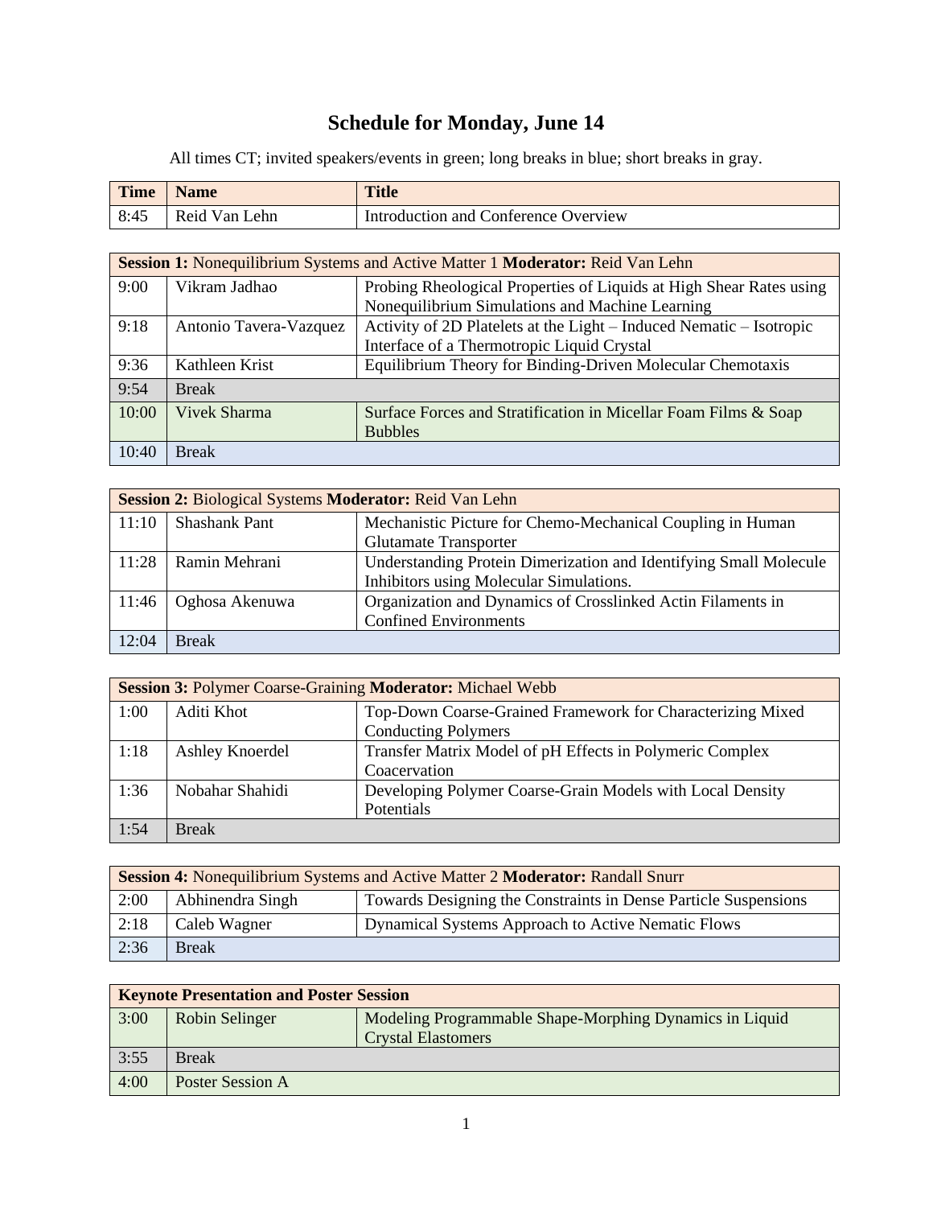# Schedule for Monday, June 14

All times CT; invited speakers/events in green; long breaks in blue; short breaks in gray.

| Time | Name | Title |
|---|---|---|
| 8:45 | Reid Van Lehn | Introduction and Conference Overview |

| **Session 1:** Nonequilibrium Systems and Active Matter 1 **Moderator:** Reid Van Lehn | | |
|---|---|---|
| 9:00 | Vikram Jadhao | Probing Rheological Properties of Liquids at High Shear Rates using Nonequilibrium Simulations and Machine Learning |
| 9:18 | Antonio Tavera-Vazquez | Activity of 2D Platelets at the Light – Induced Nematic – Isotropic Interface of a Thermotropic Liquid Crystal |
| 9:36 | Kathleen Krist | Equilibrium Theory for Binding-Driven Molecular Chemotaxis |
| 9:54 | Break | |
| 10:00 | Vivek Sharma | Surface Forces and Stratification in Micellar Foam Films & Soap Bubbles |
| 10:40 | Break | |

| **Session 2:** Biological Systems **Moderator:** Reid Van Lehn | | |
|---|---|---|
| 11:10 | Shashank Pant | Mechanistic Picture for Chemo-Mechanical Coupling in Human Glutamate Transporter |
| 11:28 | Ramin Mehrani | Understanding Protein Dimerization and Identifying Small Molecule Inhibitors using Molecular Simulations. |
| 11:46 | Oghosa Akenuwa | Organization and Dynamics of Crosslinked Actin Filaments in Confined Environments |
| 12:04 | Break | |

| **Session 3:** Polymer Coarse-Graining **Moderator:** Michael Webb | | |
|---|---|---|
| 1:00 | Aditi Khot | Top-Down Coarse-Grained Framework for Characterizing Mixed Conducting Polymers |
| 1:18 | Ashley Knoerdel | Transfer Matrix Model of pH Effects in Polymeric Complex Coacervation |
| 1:36 | Nobahar Shahidi | Developing Polymer Coarse-Grain Models with Local Density Potentials |
| 1:54 | Break | |

| **Session 4:** Nonequilibrium Systems and Active Matter 2 **Moderator:** Randall Snurr | | |
|---|---|---|
| 2:00 | Abhinendra Singh | Towards Designing the Constraints in Dense Particle Suspensions |
| 2:18 | Caleb Wagner | Dynamical Systems Approach to Active Nematic Flows |
| 2:36 | Break | |

| **Keynote Presentation and Poster Session** | | |
|---|---|---|
| 3:00 | Robin Selinger | Modeling Programmable Shape-Morphing Dynamics in Liquid Crystal Elastomers |
| 3:55 | Break | |
| 4:00 | Poster Session A | |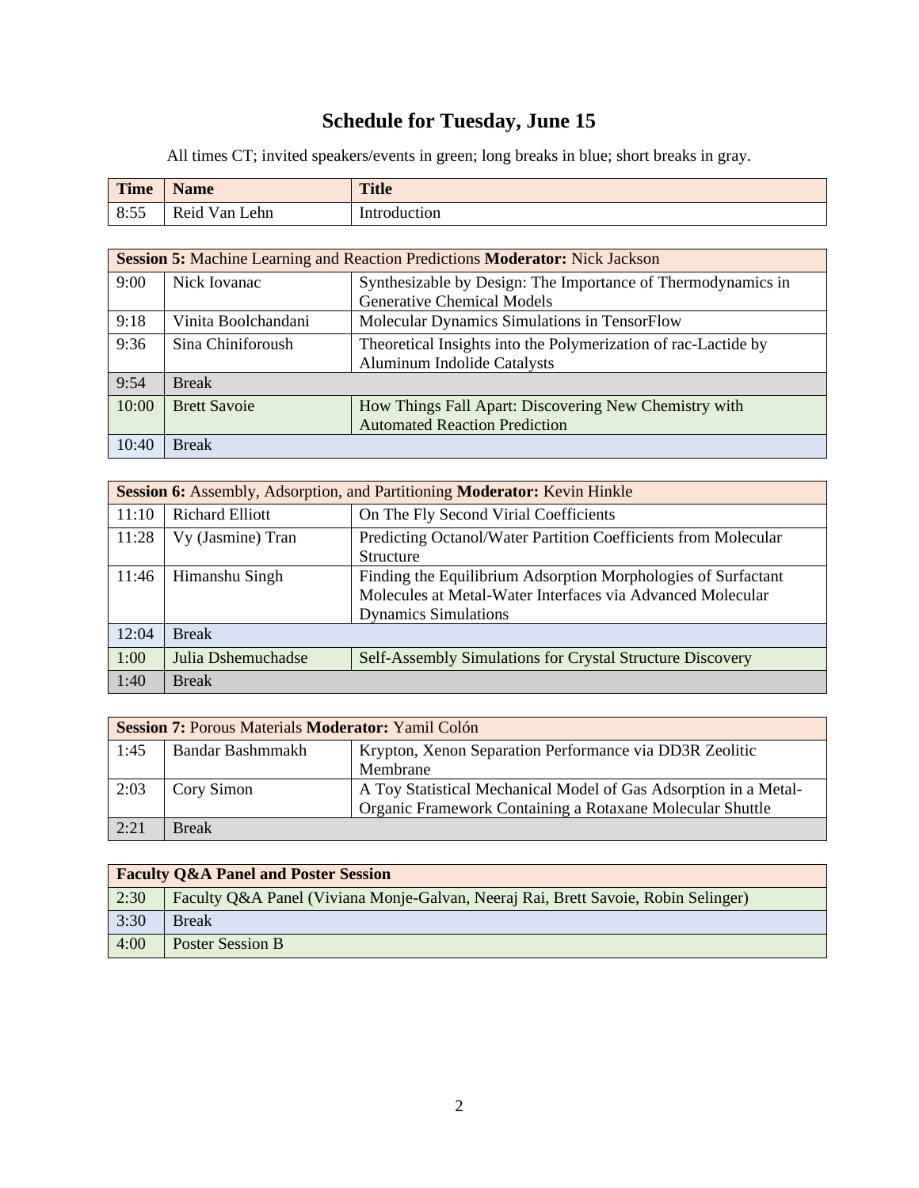# Schedule for Tuesday, June 15

All times CT; invited speakers/events in green; long breaks in blue; short breaks in gray.

| Time | Name | Title |
|---|---|---|
| 8:55 | Reid Van Lehn | Introduction |

| **Session 5:** Machine Learning and Reaction Predictions **Moderator:** Nick Jackson | | |
|---|---|---|
| 9:00 | Nick Iovanac | Synthesizable by Design: The Importance of Thermodynamics in Generative Chemical Models |
| 9:18 | Vinita Boolchandani | Molecular Dynamics Simulations in TensorFlow |
| 9:36 | Sina Chiniforoush | Theoretical Insights into the Polymerization of rac-Lactide by Aluminum Indolide Catalysts |
| 9:54 | Break | |
| 10:00 | Brett Savoie | How Things Fall Apart: Discovering New Chemistry with Automated Reaction Prediction |
| 10:40 | Break | |

| **Session 6:** Assembly, Adsorption, and Partitioning **Moderator:** Kevin Hinkle | | |
|---|---|---|
| 11:10 | Richard Elliott | On The Fly Second Virial Coefficients |
| 11:28 | Vy (Jasmine) Tran | Predicting Octanol/Water Partition Coefficients from Molecular Structure |
| 11:46 | Himanshu Singh | Finding the Equilibrium Adsorption Morphologies of Surfactant Molecules at Metal-Water Interfaces via Advanced Molecular Dynamics Simulations |
| 12:04 | Break | |
| 1:00 | Julia Dshemuchadse | Self-Assembly Simulations for Crystal Structure Discovery |
| 1:40 | Break | |

| **Session 7:** Porous Materials **Moderator:** Yamil Colón | | |
|---|---|---|
| 1:45 | Bandar Bashmmakh | Krypton, Xenon Separation Performance via DD3R Zeolitic Membrane |
| 2:03 | Cory Simon | A Toy Statistical Mechanical Model of Gas Adsorption in a Metal-Organic Framework Containing a Rotaxane Molecular Shuttle |
| 2:21 | Break | |

| **Faculty Q&A Panel and Poster Session** | |
|---|---|
| 2:30 | Faculty Q&A Panel (Viviana Monje-Galvan, Neeraj Rai, Brett Savoie, Robin Selinger) |
| 3:30 | Break |
| 4:00 | Poster Session B |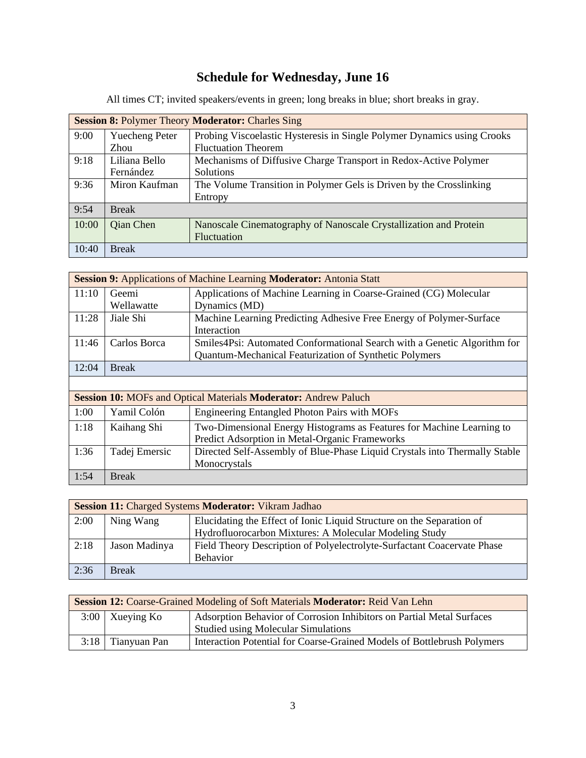# Schedule for Wednesday, June 16

All times CT; invited speakers/events in green; long breaks in blue; short breaks in gray.

| **Session 8:** Polymer Theory **Moderator:** Charles Sing | | |
|---|---|---|
| 9:00 | Yuecheng Peter Zhou | Probing Viscoelastic Hysteresis in Single Polymer Dynamics using Crooks Fluctuation Theorem |
| 9:18 | Liliana Bello Fernández | Mechanisms of Diffusive Charge Transport in Redox-Active Polymer Solutions |
| 9:36 | Miron Kaufman | The Volume Transition in Polymer Gels is Driven by the Crosslinking Entropy |
| 9:54 | Break | |
| 10:00 | Qian Chen | Nanoscale Cinematography of Nanoscale Crystallization and Protein Fluctuation |
| 10:40 | Break | |

| **Session 9:** Applications of Machine Learning **Moderator:** Antonia Statt | | |
|---|---|---|
| 11:10 | Geemi Wellawatte | Applications of Machine Learning in Coarse-Grained (CG) Molecular Dynamics (MD) |
| 11:28 | Jiale Shi | Machine Learning Predicting Adhesive Free Energy of Polymer-Surface Interaction |
| 11:46 | Carlos Borca | Smiles4Psi: Automated Conformational Search with a Genetic Algorithm for Quantum-Mechanical Featurization of Synthetic Polymers |
| 12:04 | Break | |
| | | |
| **Session 10:** MOFs and Optical Materials **Moderator:** Andrew Paluch | | |
| 1:00 | Yamil Colón | Engineering Entangled Photon Pairs with MOFs |
| 1:18 | Kaihang Shi | Two-Dimensional Energy Histograms as Features for Machine Learning to Predict Adsorption in Metal-Organic Frameworks |
| 1:36 | Tadej Emersic | Directed Self-Assembly of Blue-Phase Liquid Crystals into Thermally Stable Monocrystals |
| 1:54 | Break | |

| **Session 11:** Charged Systems **Moderator:** Vikram Jadhao | | |
|---|---|---|
| 2:00 | Ning Wang | Elucidating the Effect of Ionic Liquid Structure on the Separation of Hydrofluorocarbon Mixtures: A Molecular Modeling Study |
| 2:18 | Jason Madinya | Field Theory Description of Polyelectrolyte-Surfactant Coacervate Phase Behavior |
| 2:36 | Break | |

| **Session 12:** Coarse-Grained Modeling of Soft Materials **Moderator:** Reid Van Lehn | | |
|---|---|---|
| 3:00 | Xueying Ko | Adsorption Behavior of Corrosion Inhibitors on Partial Metal Surfaces Studied using Molecular Simulations |
| 3:18 | Tianyuan Pan | Interaction Potential for Coarse-Grained Models of Bottlebrush Polymers |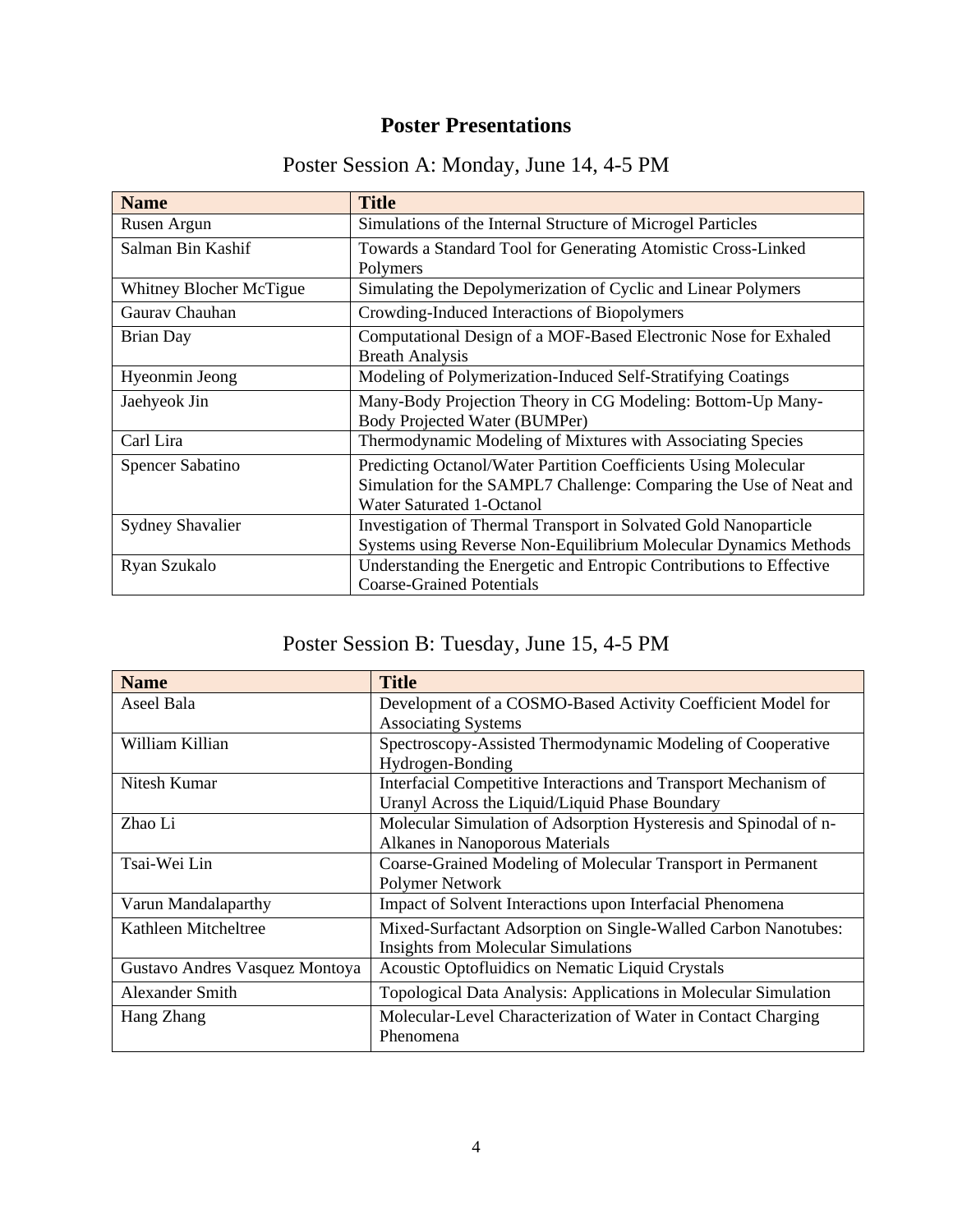# Poster Presentations

## Poster Session A: Monday, June 14, 4-5 PM

| Name | Title |
|---|---|
| Rusen Argun | Simulations of the Internal Structure of Microgel Particles |
| Salman Bin Kashif | Towards a Standard Tool for Generating Atomistic Cross-Linked Polymers |
| Whitney Blocher McTigue | Simulating the Depolymerization of Cyclic and Linear Polymers |
| Gaurav Chauhan | Crowding-Induced Interactions of Biopolymers |
| Brian Day | Computational Design of a MOF-Based Electronic Nose for Exhaled Breath Analysis |
| Hyeonmin Jeong | Modeling of Polymerization-Induced Self-Stratifying Coatings |
| Jaehyeok Jin | Many-Body Projection Theory in CG Modeling: Bottom-Up Many-Body Projected Water (BUMPer) |
| Carl Lira | Thermodynamic Modeling of Mixtures with Associating Species |
| Spencer Sabatino | Predicting Octanol/Water Partition Coefficients Using Molecular Simulation for the SAMPL7 Challenge: Comparing the Use of Neat and Water Saturated 1-Octanol |
| Sydney Shavalier | Investigation of Thermal Transport in Solvated Gold Nanoparticle Systems using Reverse Non-Equilibrium Molecular Dynamics Methods |
| Ryan Szukalo | Understanding the Energetic and Entropic Contributions to Effective Coarse-Grained Potentials |

## Poster Session B: Tuesday, June 15, 4-5 PM

| Name | Title |
|---|---|
| Aseel Bala | Development of a COSMO-Based Activity Coefficient Model for Associating Systems |
| William Killian | Spectroscopy-Assisted Thermodynamic Modeling of Cooperative Hydrogen-Bonding |
| Nitesh Kumar | Interfacial Competitive Interactions and Transport Mechanism of Uranyl Across the Liquid/Liquid Phase Boundary |
| Zhao Li | Molecular Simulation of Adsorption Hysteresis and Spinodal of n-Alkanes in Nanoporous Materials |
| Tsai-Wei Lin | Coarse-Grained Modeling of Molecular Transport in Permanent Polymer Network |
| Varun Mandalaparthy | Impact of Solvent Interactions upon Interfacial Phenomena |
| Kathleen Mitcheltree | Mixed-Surfactant Adsorption on Single-Walled Carbon Nanotubes: Insights from Molecular Simulations |
| Gustavo Andres Vasquez Montoya | Acoustic Optofluidics on Nematic Liquid Crystals |
| Alexander Smith | Topological Data Analysis: Applications in Molecular Simulation |
| Hang Zhang | Molecular-Level Characterization of Water in Contact Charging Phenomena |